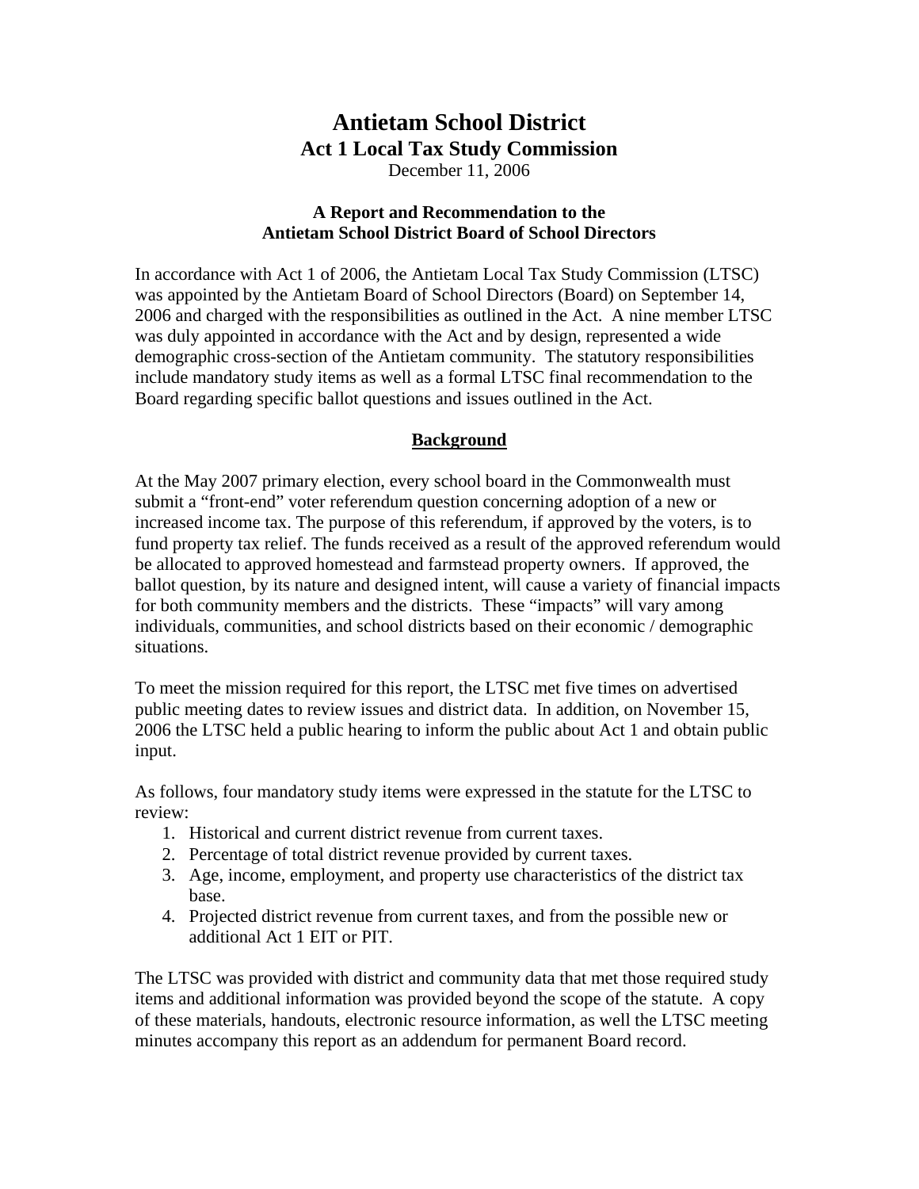# Antietam School District

## Act 1 Local Tax Study Commission

December 11, 2006

### A Report and Recommendation to the Antietam School District Board of School Directors

In accordance with Act 1 of 2006, the Antietam Local Tax Study Commission (LTSC) was appointed by the Antietam Board of School Directors (Board) on September 14, 2006 and charged with the responsibilities as outlined in the Act. A nine member LTSC was duly appointed in accordance with the Act and by design, represented a wide demographic cross-section of the Antietam community. The statutory responsibilities include mandatory study items as well as a formal LTSC final recommendation to the Board regarding specific ballot questions and issues outlined in the Act.

## Background

At the May 2007 primary election, every school board in the Commonwealth must submit a "front-end" voter referendum question concerning adoption of a new or increased income tax. The purpose of this referendum, if approved by the voters, is to fund property tax relief. The funds received as a result of the approved referendum would be allocated to approved homestead and farmstead property owners. If approved, the ballot question, by its nature and designed intent, will cause a variety of financial impacts for both community members and the districts. These "impacts" will vary among individuals, communities, and school districts based on their economic / demographic situations.

To meet the mission required for this report, the LTSC met five times on advertised public meeting dates to review issues and district data. In addition, on November 15, 2006 the LTSC held a public hearing to inform the public about Act 1 and obtain public input.

As follows, four mandatory study items were expressed in the statute for the LTSC to review:

1. Historical and current district revenue from current taxes.
2. Percentage of total district revenue provided by current taxes.
3. Age, income, employment, and property use characteristics of the district tax base.
4. Projected district revenue from current taxes, and from the possible new or additional Act 1 EIT or PIT.

The LTSC was provided with district and community data that met those required study items and additional information was provided beyond the scope of the statute. A copy of these materials, handouts, electronic resource information, as well the LTSC meeting minutes accompany this report as an addendum for permanent Board record.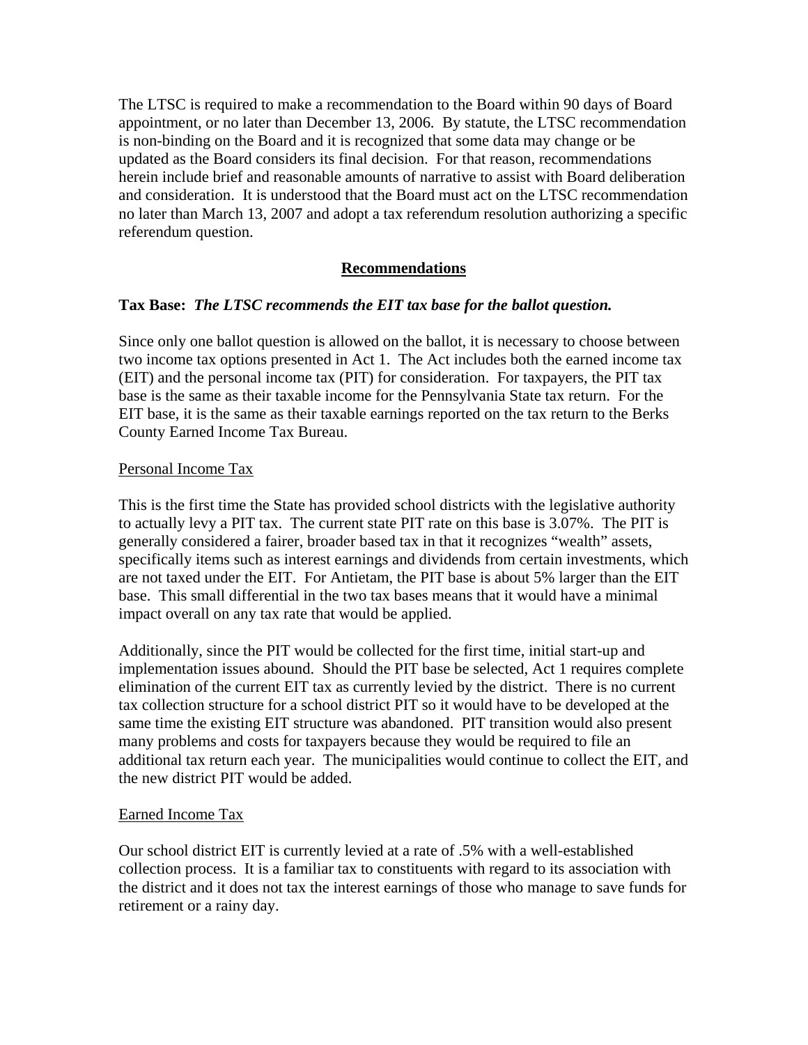The LTSC is required to make a recommendation to the Board within 90 days of Board appointment, or no later than December 13, 2006. By statute, the LTSC recommendation is non-binding on the Board and it is recognized that some data may change or be updated as the Board considers its final decision. For that reason, recommendations herein include brief and reasonable amounts of narrative to assist with Board deliberation and consideration. It is understood that the Board must act on the LTSC recommendation no later than March 13, 2007 and adopt a tax referendum resolution authorizing a specific referendum question.

## Recommendations

**Tax Base:** ***The LTSC recommends the EIT tax base for the ballot question.***

Since only one ballot question is allowed on the ballot, it is necessary to choose between two income tax options presented in Act 1. The Act includes both the earned income tax (EIT) and the personal income tax (PIT) for consideration. For taxpayers, the PIT tax base is the same as their taxable income for the Pennsylvania State tax return. For the EIT base, it is the same as their taxable earnings reported on the tax return to the Berks County Earned Income Tax Bureau.

Personal Income Tax

This is the first time the State has provided school districts with the legislative authority to actually levy a PIT tax. The current state PIT rate on this base is 3.07%. The PIT is generally considered a fairer, broader based tax in that it recognizes "wealth" assets, specifically items such as interest earnings and dividends from certain investments, which are not taxed under the EIT. For Antietam, the PIT base is about 5% larger than the EIT base. This small differential in the two tax bases means that it would have a minimal impact overall on any tax rate that would be applied.

Additionally, since the PIT would be collected for the first time, initial start-up and implementation issues abound. Should the PIT base be selected, Act 1 requires complete elimination of the current EIT tax as currently levied by the district. There is no current tax collection structure for a school district PIT so it would have to be developed at the same time the existing EIT structure was abandoned. PIT transition would also present many problems and costs for taxpayers because they would be required to file an additional tax return each year. The municipalities would continue to collect the EIT, and the new district PIT would be added.

Earned Income Tax

Our school district EIT is currently levied at a rate of .5% with a well-established collection process. It is a familiar tax to constituents with regard to its association with the district and it does not tax the interest earnings of those who manage to save funds for retirement or a rainy day.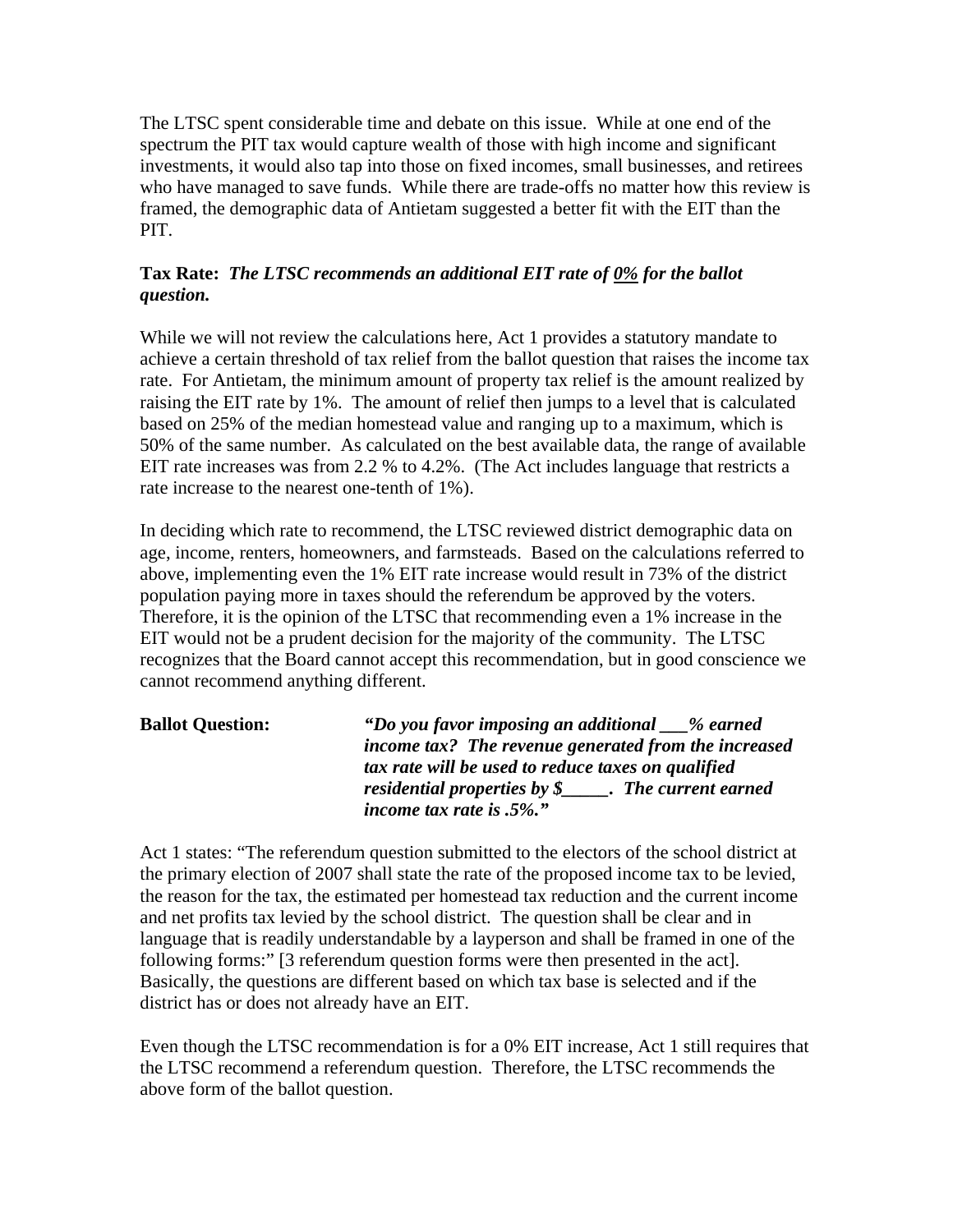The LTSC spent considerable time and debate on this issue. While at one end of the spectrum the PIT tax would capture wealth of those with high income and significant investments, it would also tap into those on fixed incomes, small businesses, and retirees who have managed to save funds. While there are trade-offs no matter how this review is framed, the demographic data of Antietam suggested a better fit with the EIT than the PIT.

**Tax Rate:** ***The LTSC recommends an additional EIT rate of <u>0%</u> for the ballot question.***

While we will not review the calculations here, Act 1 provides a statutory mandate to achieve a certain threshold of tax relief from the ballot question that raises the income tax rate. For Antietam, the minimum amount of property tax relief is the amount realized by raising the EIT rate by 1%. The amount of relief then jumps to a level that is calculated based on 25% of the median homestead value and ranging up to a maximum, which is 50% of the same number. As calculated on the best available data, the range of available EIT rate increases was from 2.2 % to 4.2%. (The Act includes language that restricts a rate increase to the nearest one-tenth of 1%).

In deciding which rate to recommend, the LTSC reviewed district demographic data on age, income, renters, homeowners, and farmsteads. Based on the calculations referred to above, implementing even the 1% EIT rate increase would result in 73% of the district population paying more in taxes should the referendum be approved by the voters. Therefore, it is the opinion of the LTSC that recommending even a 1% increase in the EIT would not be a prudent decision for the majority of the community. The LTSC recognizes that the Board cannot accept this recommendation, but in good conscience we cannot recommend anything different.

**Ballot Question:** ***"Do you favor imposing an additional ___% earned income tax? The revenue generated from the increased tax rate will be used to reduce taxes on qualified residential properties by $_____. The current earned income tax rate is .5%."***

Act 1 states: "The referendum question submitted to the electors of the school district at the primary election of 2007 shall state the rate of the proposed income tax to be levied, the reason for the tax, the estimated per homestead tax reduction and the current income and net profits tax levied by the school district. The question shall be clear and in language that is readily understandable by a layperson and shall be framed in one of the following forms:" [3 referendum question forms were then presented in the act]. Basically, the questions are different based on which tax base is selected and if the district has or does not already have an EIT.

Even though the LTSC recommendation is for a 0% EIT increase, Act 1 still requires that the LTSC recommend a referendum question. Therefore, the LTSC recommends the above form of the ballot question.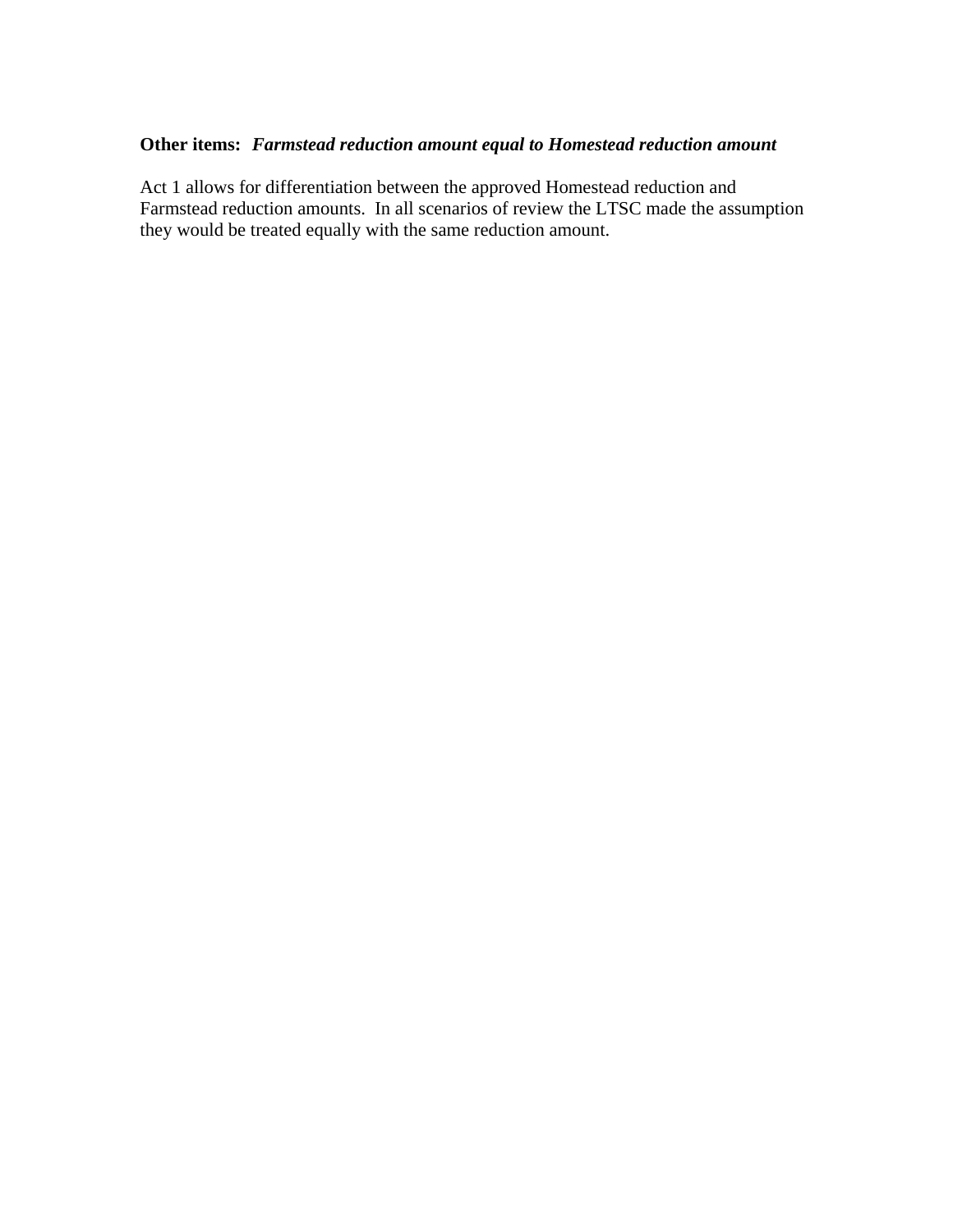**Other items:** ***Farmstead reduction amount equal to Homestead reduction amount***

Act 1 allows for differentiation between the approved Homestead reduction and Farmstead reduction amounts. In all scenarios of review the LTSC made the assumption they would be treated equally with the same reduction amount.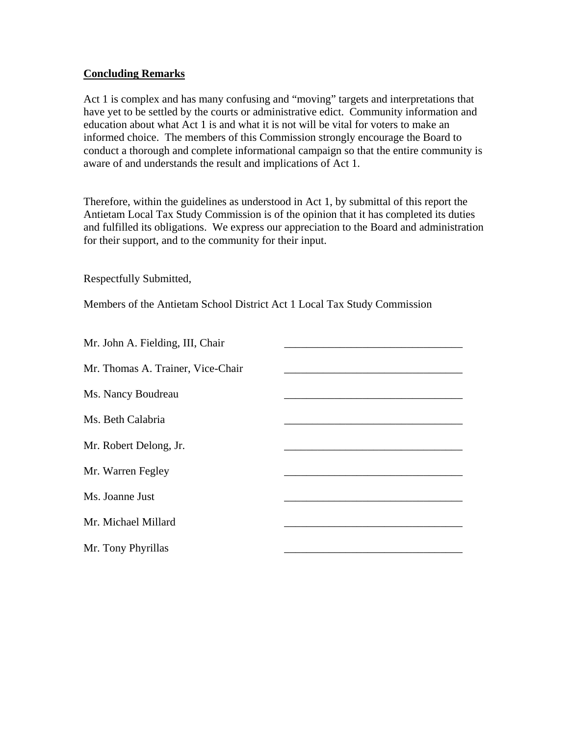**Concluding Remarks**

Act 1 is complex and has many confusing and "moving" targets and interpretations that have yet to be settled by the courts or administrative edict. Community information and education about what Act 1 is and what it is not will be vital for voters to make an informed choice. The members of this Commission strongly encourage the Board to conduct a thorough and complete informational campaign so that the entire community is aware of and understands the result and implications of Act 1.

Therefore, within the guidelines as understood in Act 1, by submittal of this report the Antietam Local Tax Study Commission is of the opinion that it has completed its duties and fulfilled its obligations. We express our appreciation to the Board and administration for their support, and to the community for their input.

Respectfully Submitted,

Members of the Antietam School District Act 1 Local Tax Study Commission

| | |
|---|---|
| Mr. John A. Fielding, III, Chair | ________________________________ |
| Mr. Thomas A. Trainer, Vice-Chair | ________________________________ |
| Ms. Nancy Boudreau | ________________________________ |
| Ms. Beth Calabria | ________________________________ |
| Mr. Robert Delong, Jr. | ________________________________ |
| Mr. Warren Fegley | ________________________________ |
| Ms. Joanne Just | ________________________________ |
| Mr. Michael Millard | ________________________________ |
| Mr. Tony Phyrillas | ________________________________ |